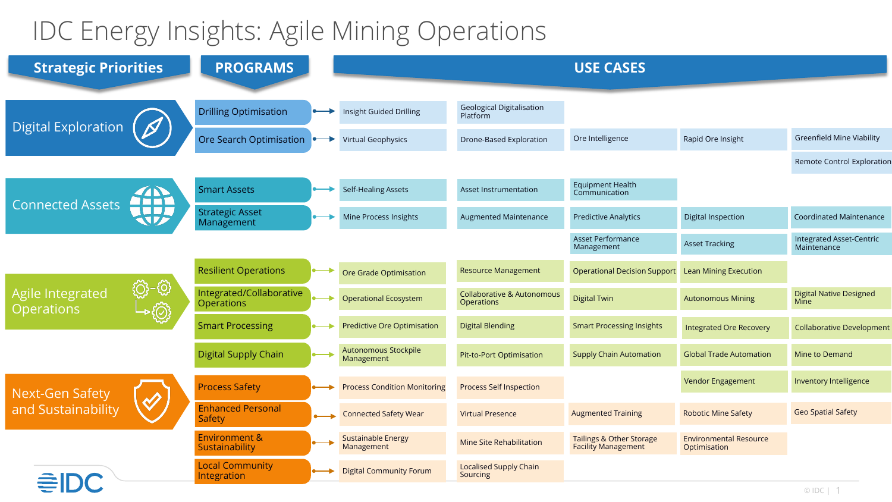# IDC Energy Insights: Agile Mining Operations

| Strategic Priorities | PROGRAMS | USE CASES | | | | |
|---|---|---|---|---|---|---|
| Digital Exploration | Drilling Optimisation | Insight Guided Drilling | Geological Digitalisation Platform | | | |
| | Ore Search Optimisation | Virtual Geophysics | Drone-Based Exploration | Ore Intelligence | Rapid Ore Insight | Greenfield Mine Viability |
| | | | | | | Remote Control Exploration |
| Connected Assets | Smart Assets | Self-Healing Assets | Asset Instrumentation | Equipment Health Communication | | |
| | Strategic Asset Management | Mine Process Insights | Augmented Maintenance | Predictive Analytics | Digital Inspection | Coordinated Maintenance |
| | | | | Asset Performance Management | Asset Tracking | Integrated Asset-Centric Maintenance |
| Agile Integrated Operations | Resilient Operations | Ore Grade Optimisation | Resource Management | Operational Decision Support | Lean Mining Execution | |
| | Integrated/Collaborative Operations | Operational Ecosystem | Collaborative & Autonomous Operations | Digital Twin | Autonomous Mining | Digital Native Designed Mine |
| | Smart Processing | Predictive Ore Optimisation | Digital Blending | Smart Processing Insights | Integrated Ore Recovery | Collaborative Development |
| | Digital Supply Chain | Autonomous Stockpile Management | Pit-to-Port Optimisation | Supply Chain Automation | Global Trade Automation | Mine to Demand |
| | | | | | Vendor Engagement | Inventory Intelligence |
| Next-Gen Safety and Sustainability | Process Safety | Process Condition Monitoring | Process Self Inspection | | | |
| | Enhanced Personal Safety | Connected Safety Wear | Virtual Presence | Augmented Training | Robotic Mine Safety | Geo Spatial Safety |
| | Environment & Sustainability | Sustainable Energy Management | Mine Site Rehabilitation | Tailings & Other Storage Facility Management | Environmental Resource Optimisation | |
| | Local Community Integration | Digital Community Forum | Localised Supply Chain Sourcing | | | |

IDC

© IDC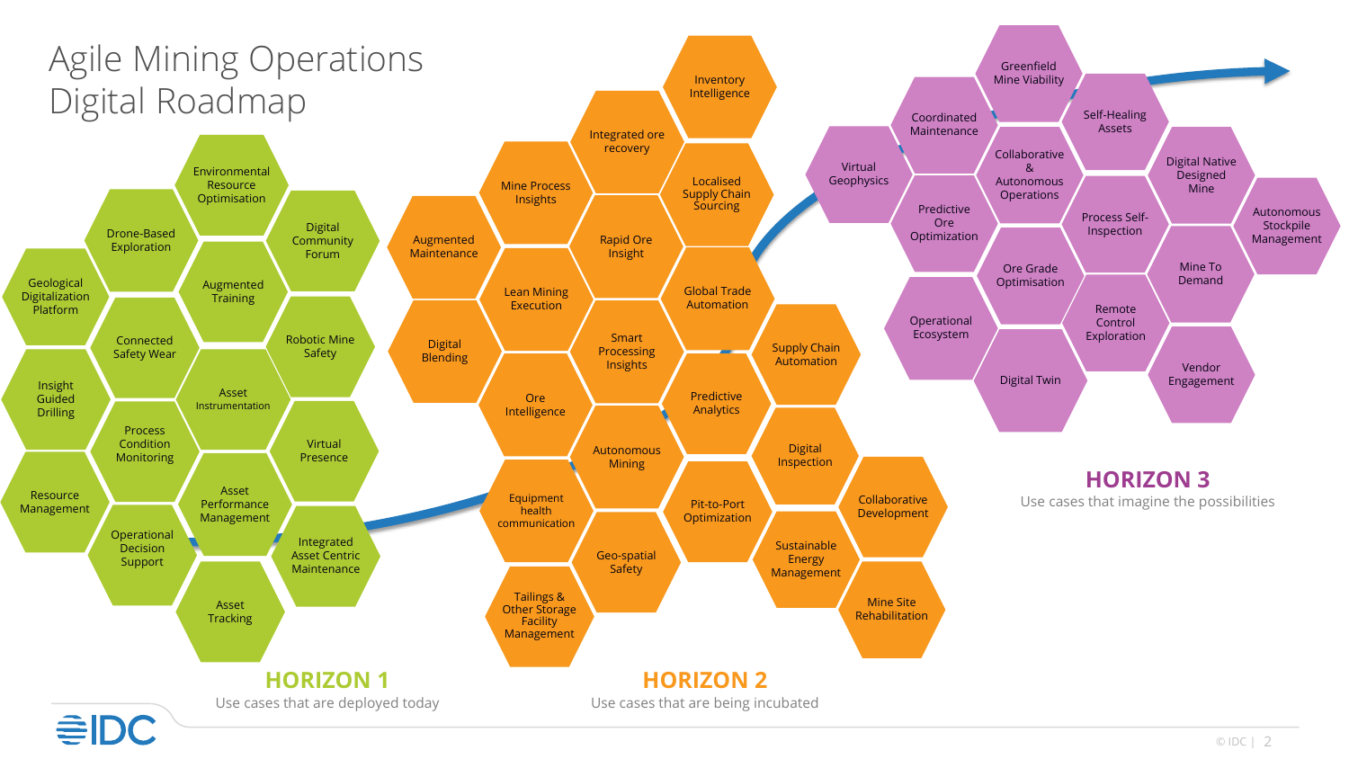# Agile Mining Operations Digital Roadmap

## HORIZON 1

Use cases that are deployed today

- Environmental Resource Optimisation
- Drone-Based Exploration
- Digital Community Forum
- Geological Digitalization Platform
- Augmented Training
- Connected Safety Wear
- Robotic Mine Safety
- Insight Guided Drilling
- Asset Instrumentation
- Process Condition Monitoring
- Virtual Presence
- Resource Management
- Asset Performance Management
- Operational Decision Support
- Integrated Asset Centric Maintenance
- Asset Tracking

## HORIZON 2

Use cases that are being incubated

- Inventory Intelligence
- Integrated ore recovery
- Mine Process Insights
- Localised Supply Chain Sourcing
- Augmented Maintenance
- Rapid Ore Insight
- Lean Mining Execution
- Global Trade Automation
- Digital Blending
- Smart Processing Insights
- Supply Chain Automation
- Ore Intelligence
- Predictive Analytics
- Autonomous Mining
- Digital Inspection
- Equipment health communication
- Pit-to-Port Optimization
- Collaborative Development
- Geo-spatial Safety
- Sustainable Energy Management
- Tailings & Other Storage Facility Management
- Mine Site Rehabilitation

## HORIZON 3

Use cases that imagine the possibilities

- Greenfield Mine Viability
- Coordinated Maintenance
- Self-Healing Assets
- Virtual Geophysics
- Collaborative & Autonomous Operations
- Digital Native Designed Mine
- Predictive Ore Optimization
- Process Self-Inspection
- Autonomous Stockpile Management
- Ore Grade Optimisation
- Mine To Demand
- Operational Ecosystem
- Remote Control Exploration
- Digital Twin
- Vendor Engagement

IDC

© IDC